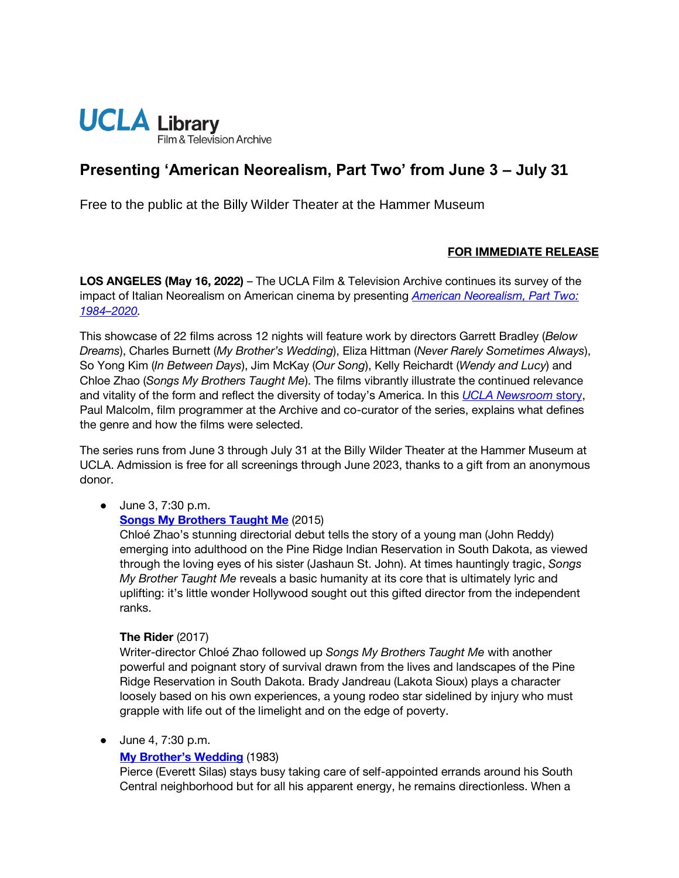UCLA Library
Film & Television Archive

# Presenting 'American Neorealism, Part Two' from June 3 – July 31

Free to the public at the Billy Wilder Theater at the Hammer Museum

**FOR IMMEDIATE RELEASE**

**LOS ANGELES (May 16, 2022)** – The UCLA Film & Television Archive continues its survey of the impact of Italian Neorealism on American cinema by presenting *American Neorealism, Part Two: 1984–2020*.

This showcase of 22 films across 12 nights will feature work by directors Garrett Bradley (*Below Dreams*), Charles Burnett (*My Brother's Wedding*), Eliza Hittman (*Never Rarely Sometimes Always*), So Yong Kim (*In Between Days*), Jim McKay (*Our Song*), Kelly Reichardt (*Wendy and Lucy*) and Chloe Zhao (*Songs My Brothers Taught Me*). The films vibrantly illustrate the continued relevance and vitality of the form and reflect the diversity of today's America. In this *UCLA Newsroom* story, Paul Malcolm, film programmer at the Archive and co-curator of the series, explains what defines the genre and how the films were selected.

The series runs from June 3 through July 31 at the Billy Wilder Theater at the Hammer Museum at UCLA. Admission is free for all screenings through June 2023, thanks to a gift from an anonymous donor.

- June 3, 7:30 p.m.
  **Songs My Brothers Taught Me** (2015)
  Chloé Zhao's stunning directorial debut tells the story of a young man (John Reddy) emerging into adulthood on the Pine Ridge Indian Reservation in South Dakota, as viewed through the loving eyes of his sister (Jashaun St. John). At times hauntingly tragic, *Songs My Brother Taught Me* reveals a basic humanity at its core that is ultimately lyric and uplifting: it's little wonder Hollywood sought out this gifted director from the independent ranks.

  **The Rider** (2017)
  Writer-director Chloé Zhao followed up *Songs My Brothers Taught Me* with another powerful and poignant story of survival drawn from the lives and landscapes of the Pine Ridge Reservation in South Dakota. Brady Jandreau (Lakota Sioux) plays a character loosely based on his own experiences, a young rodeo star sidelined by injury who must grapple with life out of the limelight and on the edge of poverty.

- June 4, 7:30 p.m.
  **My Brother's Wedding** (1983)
  Pierce (Everett Silas) stays busy taking care of self-appointed errands around his South Central neighborhood but for all his apparent energy, he remains directionless. When a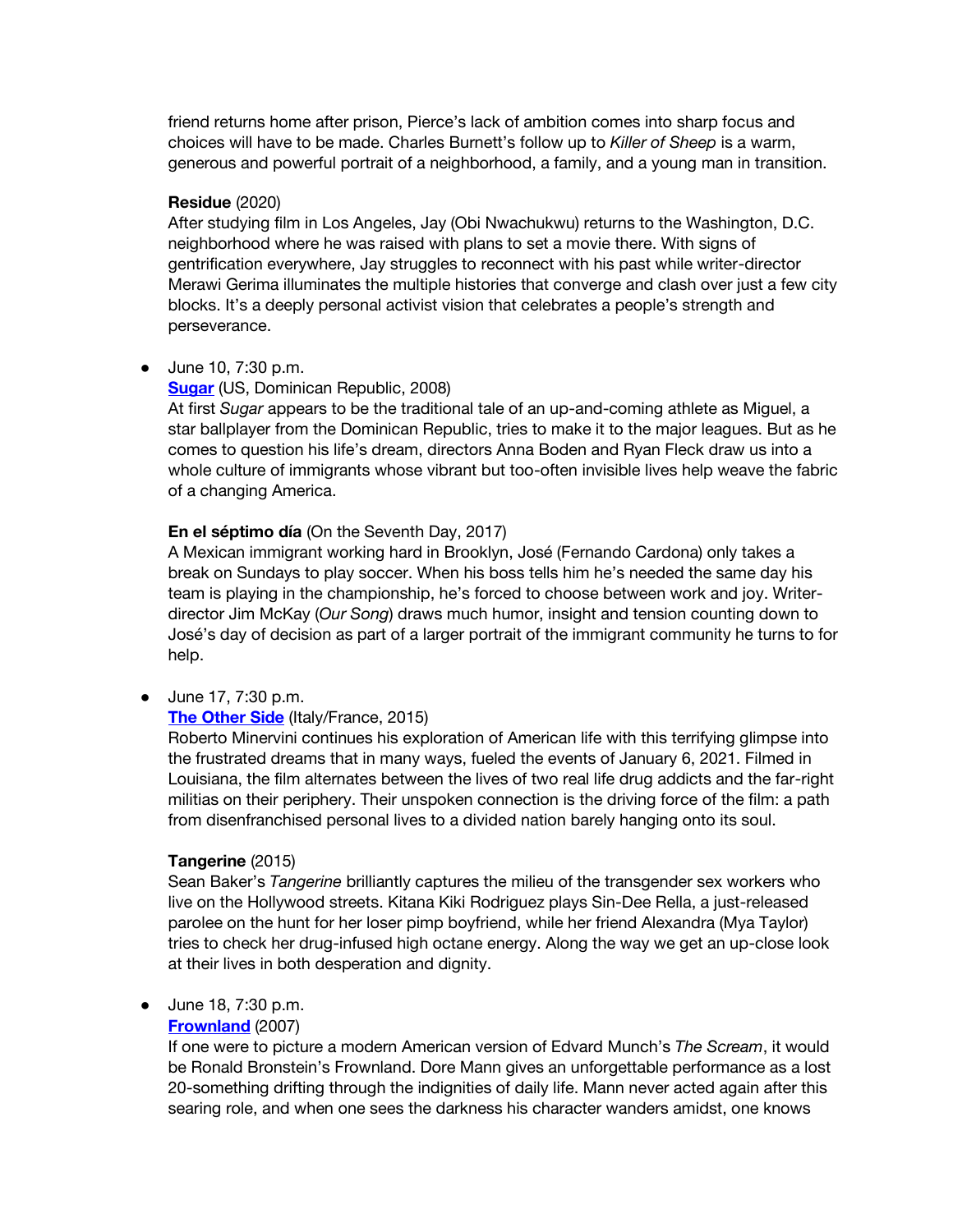friend returns home after prison, Pierce's lack of ambition comes into sharp focus and choices will have to be made. Charles Burnett's follow up to *Killer of Sheep* is a warm, generous and powerful portrait of a neighborhood, a family, and a young man in transition.

**Residue** (2020)
After studying film in Los Angeles, Jay (Obi Nwachukwu) returns to the Washington, D.C. neighborhood where he was raised with plans to set a movie there. With signs of gentrification everywhere, Jay struggles to reconnect with his past while writer-director Merawi Gerima illuminates the multiple histories that converge and clash over just a few city blocks. It's a deeply personal activist vision that celebrates a people's strength and perseverance.

- June 10, 7:30 p.m.
  **Sugar** (US, Dominican Republic, 2008)
  At first *Sugar* appears to be the traditional tale of an up-and-coming athlete as Miguel, a star ballplayer from the Dominican Republic, tries to make it to the major leagues. But as he comes to question his life's dream, directors Anna Boden and Ryan Fleck draw us into a whole culture of immigrants whose vibrant but too-often invisible lives help weave the fabric of a changing America.

  **En el séptimo día** (On the Seventh Day, 2017)
  A Mexican immigrant working hard in Brooklyn, José (Fernando Cardona) only takes a break on Sundays to play soccer. When his boss tells him he's needed the same day his team is playing in the championship, he's forced to choose between work and joy. Writer-director Jim McKay (*Our Song*) draws much humor, insight and tension counting down to José's day of decision as part of a larger portrait of the immigrant community he turns to for help.

- June 17, 7:30 p.m.
  **The Other Side** (Italy/France, 2015)
  Roberto Minervini continues his exploration of American life with this terrifying glimpse into the frustrated dreams that in many ways, fueled the events of January 6, 2021. Filmed in Louisiana, the film alternates between the lives of two real life drug addicts and the far-right militias on their periphery. Their unspoken connection is the driving force of the film: a path from disenfranchised personal lives to a divided nation barely hanging onto its soul.

  **Tangerine** (2015)
  Sean Baker's *Tangerine* brilliantly captures the milieu of the transgender sex workers who live on the Hollywood streets. Kitana Kiki Rodriguez plays Sin-Dee Rella, a just-released parolee on the hunt for her loser pimp boyfriend, while her friend Alexandra (Mya Taylor) tries to check her drug-infused high octane energy. Along the way we get an up-close look at their lives in both desperation and dignity.

- June 18, 7:30 p.m.
  **Frownland** (2007)
  If one were to picture a modern American version of Edvard Munch's *The Scream*, it would be Ronald Bronstein's Frownland. Dore Mann gives an unforgettable performance as a lost 20-something drifting through the indignities of daily life. Mann never acted again after this searing role, and when one sees the darkness his character wanders amidst, one knows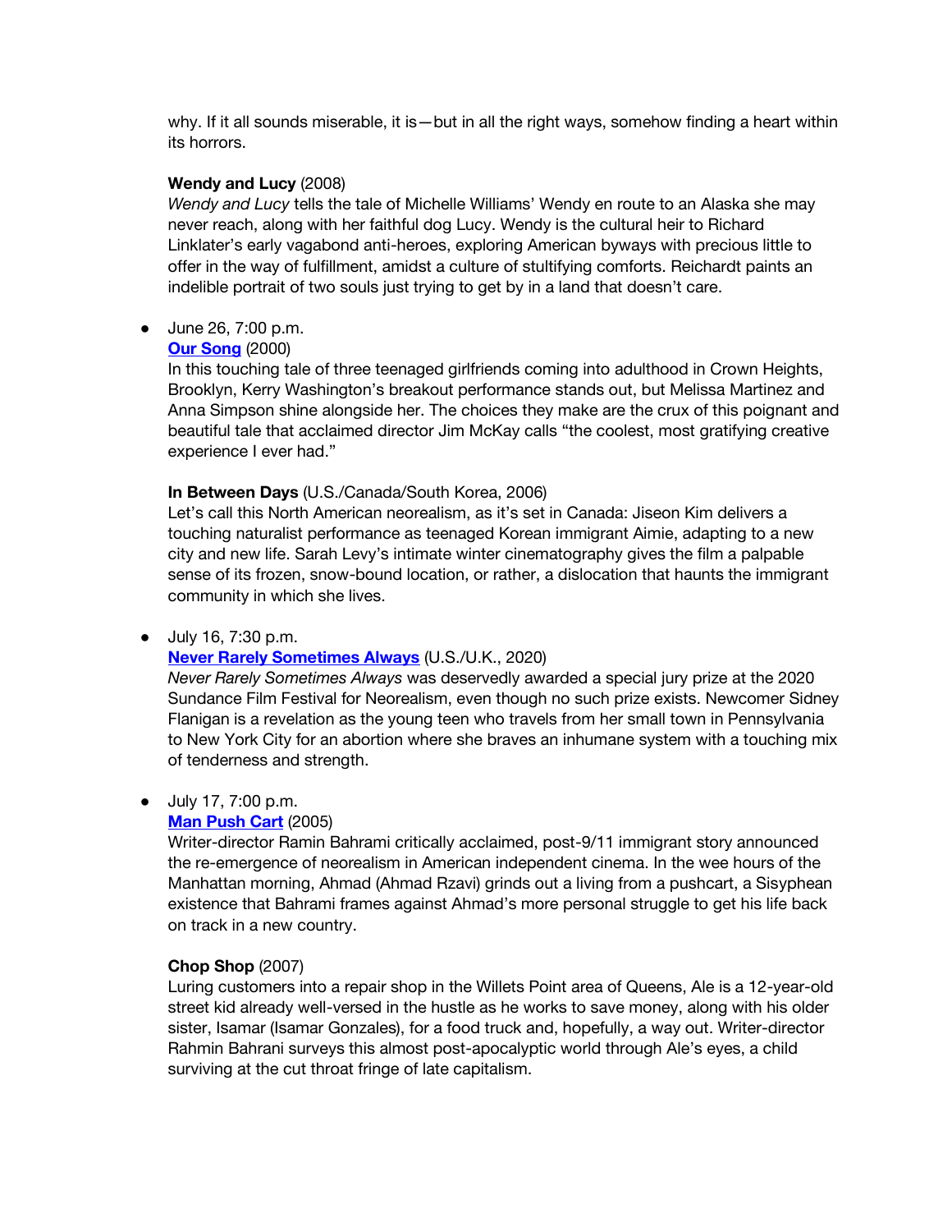why. If it all sounds miserable, it is—but in all the right ways, somehow finding a heart within its horrors.

**Wendy and Lucy** (2008)
*Wendy and Lucy* tells the tale of Michelle Williams' Wendy en route to an Alaska she may never reach, along with her faithful dog Lucy. Wendy is the cultural heir to Richard Linklater's early vagabond anti-heroes, exploring American byways with precious little to offer in the way of fulfillment, amidst a culture of stultifying comforts. Reichardt paints an indelible portrait of two souls just trying to get by in a land that doesn't care.

- June 26, 7:00 p.m.
  **Our Song** (2000)
  In this touching tale of three teenaged girlfriends coming into adulthood in Crown Heights, Brooklyn, Kerry Washington's breakout performance stands out, but Melissa Martinez and Anna Simpson shine alongside her. The choices they make are the crux of this poignant and beautiful tale that acclaimed director Jim McKay calls "the coolest, most gratifying creative experience I ever had."

  **In Between Days** (U.S./Canada/South Korea, 2006)
  Let's call this North American neorealism, as it's set in Canada: Jiseon Kim delivers a touching naturalist performance as teenaged Korean immigrant Aimie, adapting to a new city and new life. Sarah Levy's intimate winter cinematography gives the film a palpable sense of its frozen, snow-bound location, or rather, a dislocation that haunts the immigrant community in which she lives.

- July 16, 7:30 p.m.
  **Never Rarely Sometimes Always** (U.S./U.K., 2020)
  *Never Rarely Sometimes Always* was deservedly awarded a special jury prize at the 2020 Sundance Film Festival for Neorealism, even though no such prize exists. Newcomer Sidney Flanigan is a revelation as the young teen who travels from her small town in Pennsylvania to New York City for an abortion where she braves an inhumane system with a touching mix of tenderness and strength.

- July 17, 7:00 p.m.
  **Man Push Cart** (2005)
  Writer-director Ramin Bahrami critically acclaimed, post-9/11 immigrant story announced the re-emergence of neorealism in American independent cinema. In the wee hours of the Manhattan morning, Ahmad (Ahmad Rzavi) grinds out a living from a pushcart, a Sisyphean existence that Bahrami frames against Ahmad's more personal struggle to get his life back on track in a new country.

  **Chop Shop** (2007)
  Luring customers into a repair shop in the Willets Point area of Queens, Ale is a 12-year-old street kid already well-versed in the hustle as he works to save money, along with his older sister, Isamar (Isamar Gonzales), for a food truck and, hopefully, a way out. Writer-director Rahmin Bahrani surveys this almost post-apocalyptic world through Ale's eyes, a child surviving at the cut throat fringe of late capitalism.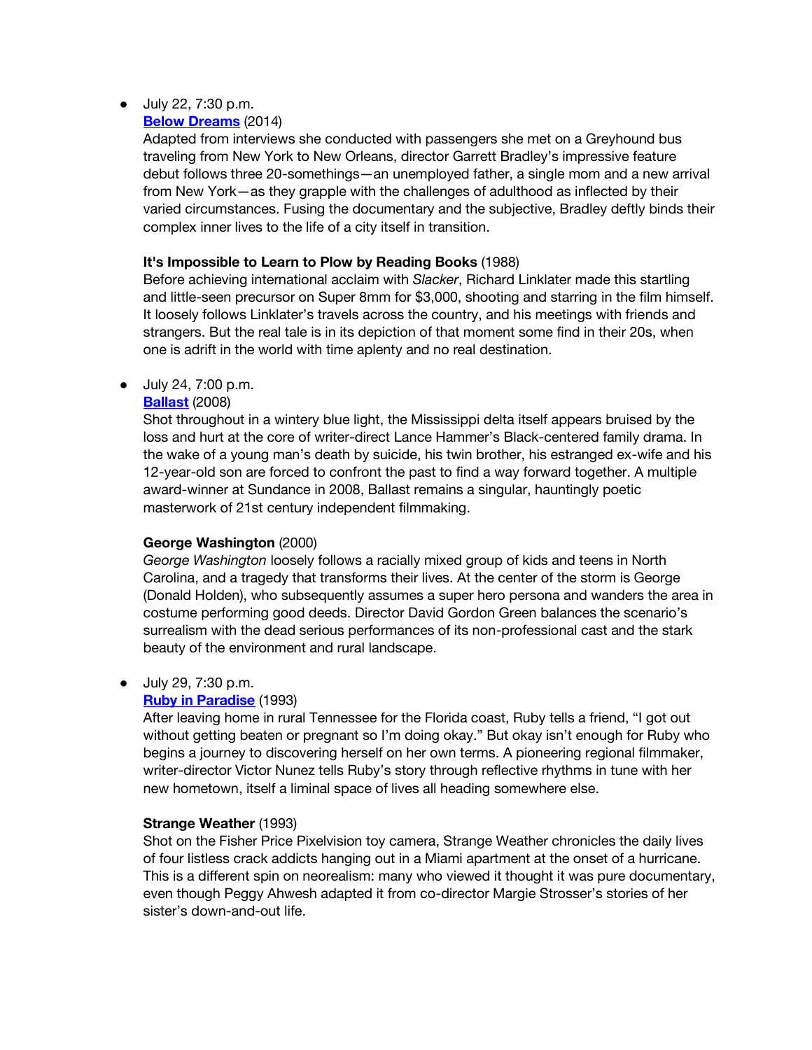- July 22, 7:30 p.m.

  **Below Dreams** (2014)

  Adapted from interviews she conducted with passengers she met on a Greyhound bus traveling from New York to New Orleans, director Garrett Bradley's impressive feature debut follows three 20-somethings—an unemployed father, a single mom and a new arrival from New York—as they grapple with the challenges of adulthood as inflected by their varied circumstances. Fusing the documentary and the subjective, Bradley deftly binds their complex inner lives to the life of a city itself in transition.

  **It's Impossible to Learn to Plow by Reading Books** (1988)

  Before achieving international acclaim with *Slacker*, Richard Linklater made this startling and little-seen precursor on Super 8mm for $3,000, shooting and starring in the film himself. It loosely follows Linklater's travels across the country, and his meetings with friends and strangers. But the real tale is in its depiction of that moment some find in their 20s, when one is adrift in the world with time aplenty and no real destination.

- July 24, 7:00 p.m.

  **Ballast** (2008)

  Shot throughout in a wintery blue light, the Mississippi delta itself appears bruised by the loss and hurt at the core of writer-direct Lance Hammer's Black-centered family drama. In the wake of a young man's death by suicide, his twin brother, his estranged ex-wife and his 12-year-old son are forced to confront the past to find a way forward together. A multiple award-winner at Sundance in 2008, Ballast remains a singular, hauntingly poetic masterwork of 21st century independent filmmaking.

  **George Washington** (2000)

  *George Washington* loosely follows a racially mixed group of kids and teens in North Carolina, and a tragedy that transforms their lives. At the center of the storm is George (Donald Holden), who subsequently assumes a super hero persona and wanders the area in costume performing good deeds. Director David Gordon Green balances the scenario's surrealism with the dead serious performances of its non-professional cast and the stark beauty of the environment and rural landscape.

- July 29, 7:30 p.m.

  **Ruby in Paradise** (1993)

  After leaving home in rural Tennessee for the Florida coast, Ruby tells a friend, "I got out without getting beaten or pregnant so I'm doing okay." But okay isn't enough for Ruby who begins a journey to discovering herself on her own terms. A pioneering regional filmmaker, writer-director Victor Nunez tells Ruby's story through reflective rhythms in tune with her new hometown, itself a liminal space of lives all heading somewhere else.

  **Strange Weather** (1993)

  Shot on the Fisher Price Pixelvision toy camera, Strange Weather chronicles the daily lives of four listless crack addicts hanging out in a Miami apartment at the onset of a hurricane. This is a different spin on neorealism: many who viewed it thought it was pure documentary, even though Peggy Ahwesh adapted it from co-director Margie Strosser's stories of her sister's down-and-out life.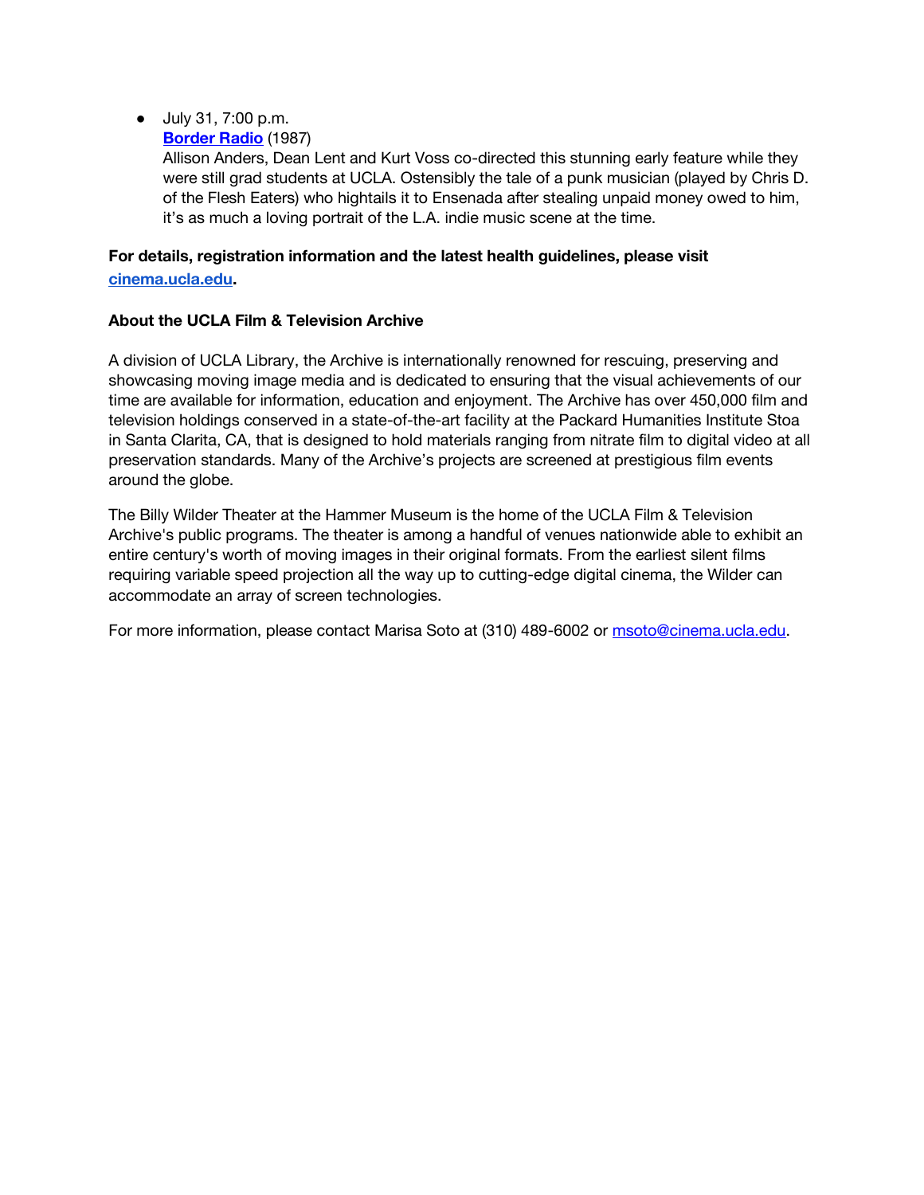- July 31, 7:00 p.m.
  **[Border Radio](#)** (1987)
  Allison Anders, Dean Lent and Kurt Voss co-directed this stunning early feature while they were still grad students at UCLA. Ostensibly the tale of a punk musician (played by Chris D. of the Flesh Eaters) who hightails it to Ensenada after stealing unpaid money owed to him, it's as much a loving portrait of the L.A. indie music scene at the time.

**For details, registration information and the latest health guidelines, please visit [cinema.ucla.edu](#).**

**About the UCLA Film & Television Archive**

A division of UCLA Library, the Archive is internationally renowned for rescuing, preserving and showcasing moving image media and is dedicated to ensuring that the visual achievements of our time are available for information, education and enjoyment. The Archive has over 450,000 film and television holdings conserved in a state-of-the-art facility at the Packard Humanities Institute Stoa in Santa Clarita, CA, that is designed to hold materials ranging from nitrate film to digital video at all preservation standards. Many of the Archive's projects are screened at prestigious film events around the globe.

The Billy Wilder Theater at the Hammer Museum is the home of the UCLA Film & Television Archive's public programs. The theater is among a handful of venues nationwide able to exhibit an entire century's worth of moving images in their original formats. From the earliest silent films requiring variable speed projection all the way up to cutting-edge digital cinema, the Wilder can accommodate an array of screen technologies.

For more information, please contact Marisa Soto at (310) 489-6002 or [msoto@cinema.ucla.edu](mailto:msoto@cinema.ucla.edu).